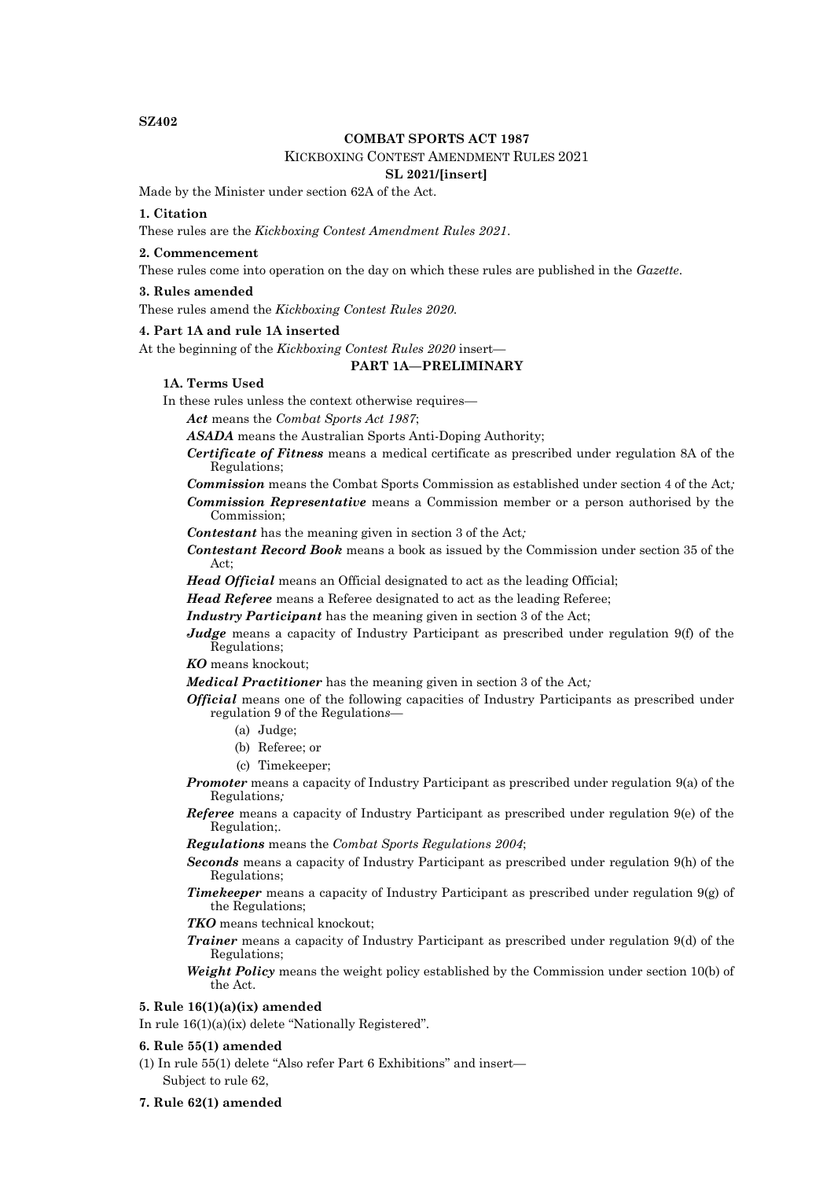**SZ402**

**COMBAT SPORTS ACT 1987**

KICKBOXING CONTEST AMENDMENT RULES 2021

**SL 2021/[insert]**

Made by the Minister under section 62A of the Act.

**1. Citation**

These rules are the *Kickboxing Contest Amendment Rules 2021*.

**2. Commencement**

These rules come into operation on the day on which these rules are published in the *Gazette*.

**3. Rules amended**

These rules amend the *Kickboxing Contest Rules 2020*.

**4. Part 1A and rule 1A inserted**

At the beginning of the *Kickboxing Contest Rules 2020* insert—

**PART 1A—PRELIMINARY**

**1A. Terms Used**

In these rules unless the context otherwise requires—

***Act*** means the *Combat Sports Act 1987*;

***ASADA*** means the Australian Sports Anti-Doping Authority;

***Certificate of Fitness*** means a medical certificate as prescribed under regulation 8A of the Regulations;

***Commission*** means the Combat Sports Commission as established under section 4 of the Act;

***Commission Representative*** means a Commission member or a person authorised by the Commission;

***Contestant*** has the meaning given in section 3 of the Act;

***Contestant Record Book*** means a book as issued by the Commission under section 35 of the Act;

***Head Official*** means an Official designated to act as the leading Official;

***Head Referee*** means a Referee designated to act as the leading Referee;

***Industry Participant*** has the meaning given in section 3 of the Act;

***Judge*** means a capacity of Industry Participant as prescribed under regulation 9(f) of the Regulations;

***KO*** means knockout;

***Medical Practitioner*** has the meaning given in section 3 of the Act;

***Official*** means one of the following capacities of Industry Participants as prescribed under regulation 9 of the Regulations—

(a) Judge;

(b) Referee; or

(c) Timekeeper;

***Promoter*** means a capacity of Industry Participant as prescribed under regulation 9(a) of the Regulations;

***Referee*** means a capacity of Industry Participant as prescribed under regulation 9(e) of the Regulation;.

***Regulations*** means the *Combat Sports Regulations 2004*;

***Seconds*** means a capacity of Industry Participant as prescribed under regulation 9(h) of the Regulations;

***Timekeeper*** means a capacity of Industry Participant as prescribed under regulation 9(g) of the Regulations;

***TKO*** means technical knockout;

***Trainer*** means a capacity of Industry Participant as prescribed under regulation 9(d) of the Regulations;

***Weight Policy*** means the weight policy established by the Commission under section 10(b) of the Act.

**5. Rule 16(1)(a)(ix) amended**

In rule 16(1)(a)(ix) delete "Nationally Registered".

**6. Rule 55(1) amended**

(1) In rule 55(1) delete "Also refer Part 6 Exhibitions" and insert—

Subject to rule 62,

**7. Rule 62(1) amended**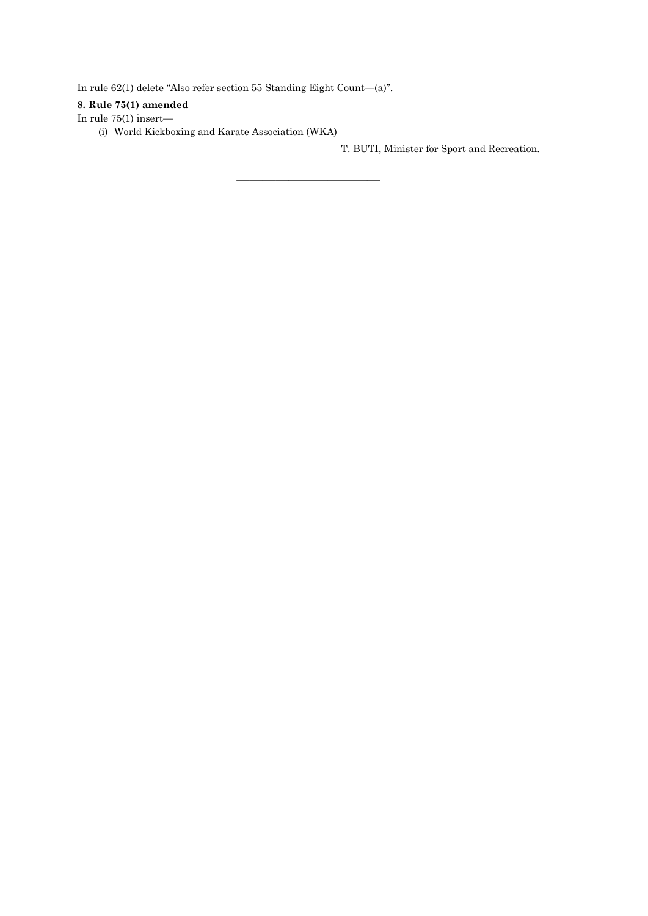In rule 62(1) delete "Also refer section 55 Standing Eight Count—(a)".

**8. Rule 75(1) amended**

In rule 75(1) insert—

(i) World Kickboxing and Karate Association (WKA)

T. BUTI, Minister for Sport and Recreation.

---